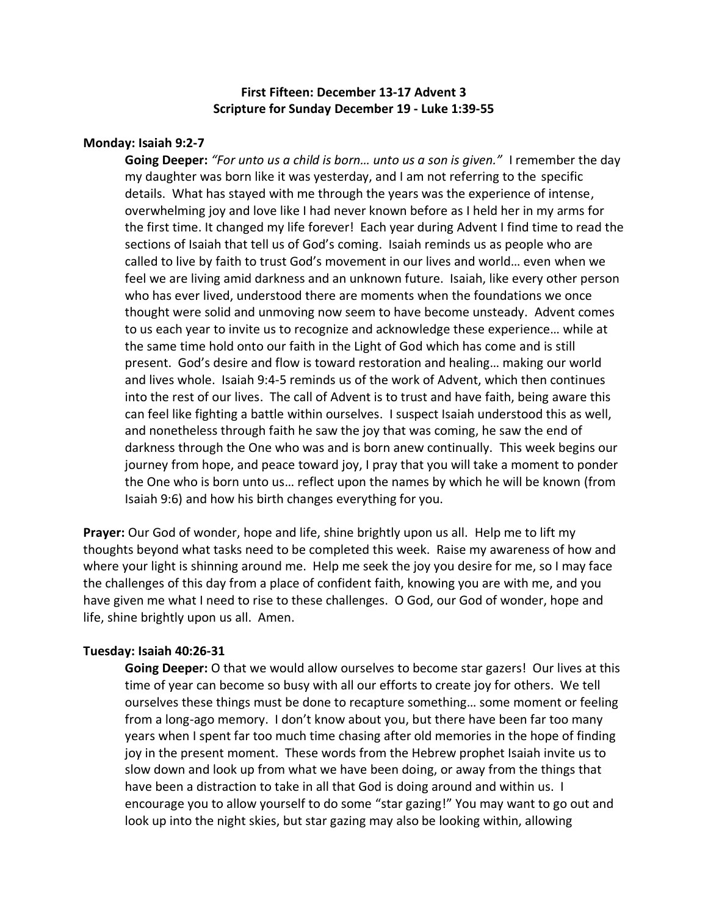**First Fifteen: December 13-17 Advent 3**
**Scripture for Sunday December 19 - Luke 1:39-55**

**Monday: Isaiah 9:2-7**

**Going Deeper:** *"For unto us a child is born… unto us a son is given."* I remember the day my daughter was born like it was yesterday, and I am not referring to the specific details. What has stayed with me through the years was the experience of intense, overwhelming joy and love like I had never known before as I held her in my arms for the first time. It changed my life forever! Each year during Advent I find time to read the sections of Isaiah that tell us of God's coming. Isaiah reminds us as people who are called to live by faith to trust God's movement in our lives and world… even when we feel we are living amid darkness and an unknown future. Isaiah, like every other person who has ever lived, understood there are moments when the foundations we once thought were solid and unmoving now seem to have become unsteady. Advent comes to us each year to invite us to recognize and acknowledge these experience… while at the same time hold onto our faith in the Light of God which has come and is still present. God's desire and flow is toward restoration and healing… making our world and lives whole. Isaiah 9:4-5 reminds us of the work of Advent, which then continues into the rest of our lives. The call of Advent is to trust and have faith, being aware this can feel like fighting a battle within ourselves. I suspect Isaiah understood this as well, and nonetheless through faith he saw the joy that was coming, he saw the end of darkness through the One who was and is born anew continually. This week begins our journey from hope, and peace toward joy, I pray that you will take a moment to ponder the One who is born unto us… reflect upon the names by which he will be known (from Isaiah 9:6) and how his birth changes everything for you.

**Prayer:** Our God of wonder, hope and life, shine brightly upon us all. Help me to lift my thoughts beyond what tasks need to be completed this week. Raise my awareness of how and where your light is shinning around me. Help me seek the joy you desire for me, so I may face the challenges of this day from a place of confident faith, knowing you are with me, and you have given me what I need to rise to these challenges. O God, our God of wonder, hope and life, shine brightly upon us all. Amen.

**Tuesday: Isaiah 40:26-31**

**Going Deeper:** O that we would allow ourselves to become star gazers! Our lives at this time of year can become so busy with all our efforts to create joy for others. We tell ourselves these things must be done to recapture something… some moment or feeling from a long-ago memory. I don't know about you, but there have been far too many years when I spent far too much time chasing after old memories in the hope of finding joy in the present moment. These words from the Hebrew prophet Isaiah invite us to slow down and look up from what we have been doing, or away from the things that have been a distraction to take in all that God is doing around and within us. I encourage you to allow yourself to do some "star gazing!" You may want to go out and look up into the night skies, but star gazing may also be looking within, allowing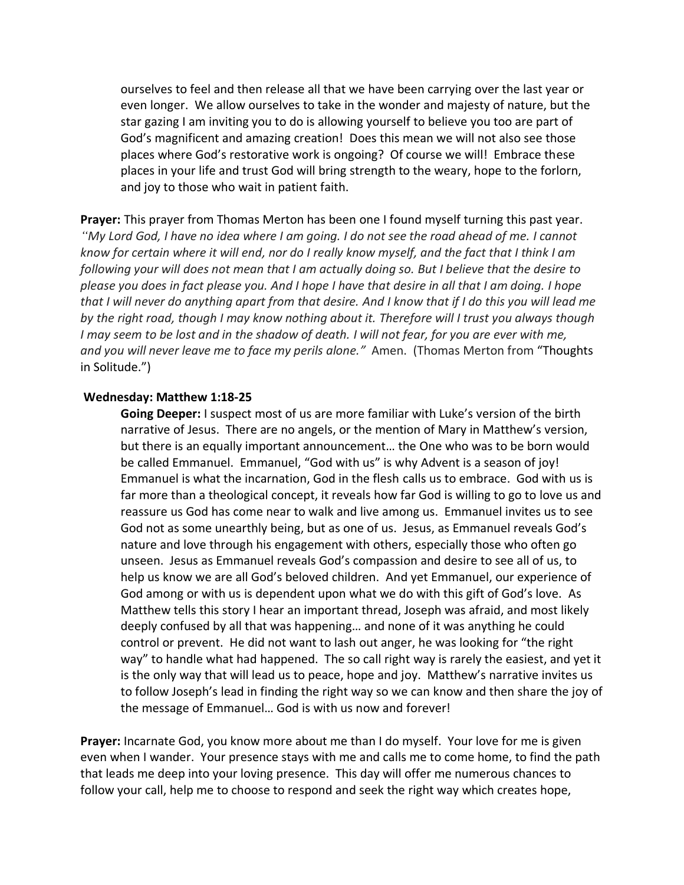ourselves to feel and then release all that we have been carrying over the last year or even longer. We allow ourselves to take in the wonder and majesty of nature, but the star gazing I am inviting you to do is allowing yourself to believe you too are part of God's magnificent and amazing creation! Does this mean we will not also see those places where God's restorative work is ongoing? Of course we will! Embrace these places in your life and trust God will bring strength to the weary, hope to the forlorn, and joy to those who wait in patient faith.

**Prayer:** This prayer from Thomas Merton has been one I found myself turning this past year. *"My Lord God, I have no idea where I am going. I do not see the road ahead of me. I cannot know for certain where it will end, nor do I really know myself, and the fact that I think I am following your will does not mean that I am actually doing so. But I believe that the desire to please you does in fact please you. And I hope I have that desire in all that I am doing. I hope that I will never do anything apart from that desire. And I know that if I do this you will lead me by the right road, though I may know nothing about it. Therefore will I trust you always though I may seem to be lost and in the shadow of death. I will not fear, for you are ever with me, and you will never leave me to face my perils alone."* Amen. (Thomas Merton from "Thoughts in Solitude.")

**Wednesday: Matthew 1:18-25**

**Going Deeper:** I suspect most of us are more familiar with Luke's version of the birth narrative of Jesus. There are no angels, or the mention of Mary in Matthew's version, but there is an equally important announcement… the One who was to be born would be called Emmanuel. Emmanuel, "God with us" is why Advent is a season of joy! Emmanuel is what the incarnation, God in the flesh calls us to embrace. God with us is far more than a theological concept, it reveals how far God is willing to go to love us and reassure us God has come near to walk and live among us. Emmanuel invites us to see God not as some unearthly being, but as one of us. Jesus, as Emmanuel reveals God's nature and love through his engagement with others, especially those who often go unseen. Jesus as Emmanuel reveals God's compassion and desire to see all of us, to help us know we are all God's beloved children. And yet Emmanuel, our experience of God among or with us is dependent upon what we do with this gift of God's love. As Matthew tells this story I hear an important thread, Joseph was afraid, and most likely deeply confused by all that was happening… and none of it was anything he could control or prevent. He did not want to lash out anger, he was looking for "the right way" to handle what had happened. The so call right way is rarely the easiest, and yet it is the only way that will lead us to peace, hope and joy. Matthew's narrative invites us to follow Joseph's lead in finding the right way so we can know and then share the joy of the message of Emmanuel… God is with us now and forever!

**Prayer:** Incarnate God, you know more about me than I do myself. Your love for me is given even when I wander. Your presence stays with me and calls me to come home, to find the path that leads me deep into your loving presence. This day will offer me numerous chances to follow your call, help me to choose to respond and seek the right way which creates hope,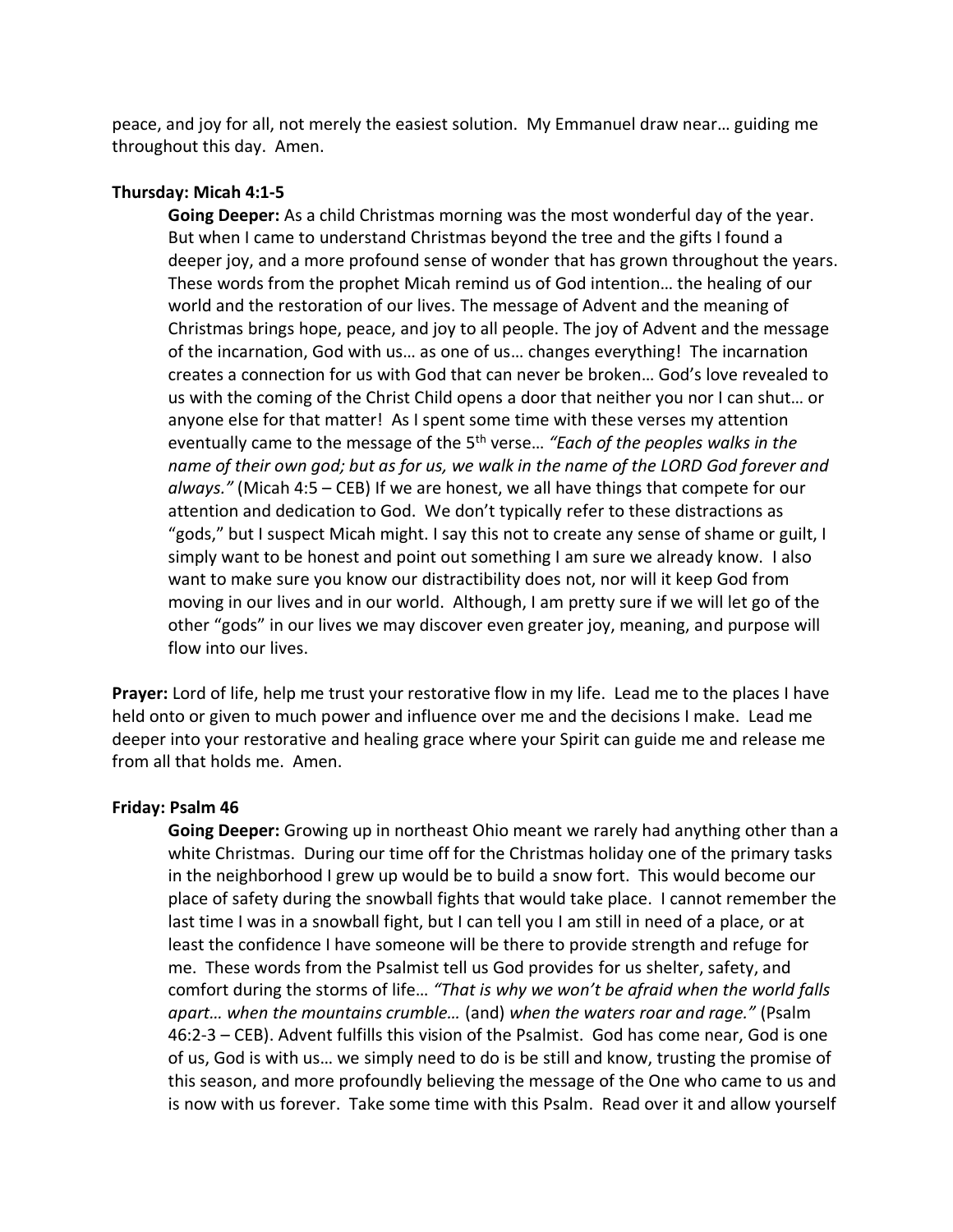peace, and joy for all, not merely the easiest solution. My Emmanuel draw near… guiding me throughout this day. Amen.

**Thursday: Micah 4:1-5**

**Going Deeper:** As a child Christmas morning was the most wonderful day of the year. But when I came to understand Christmas beyond the tree and the gifts I found a deeper joy, and a more profound sense of wonder that has grown throughout the years. These words from the prophet Micah remind us of God intention… the healing of our world and the restoration of our lives. The message of Advent and the meaning of Christmas brings hope, peace, and joy to all people. The joy of Advent and the message of the incarnation, God with us… as one of us… changes everything! The incarnation creates a connection for us with God that can never be broken… God's love revealed to us with the coming of the Christ Child opens a door that neither you nor I can shut… or anyone else for that matter! As I spent some time with these verses my attention eventually came to the message of the 5th verse… *"Each of the peoples walks in the name of their own god; but as for us, we walk in the name of the LORD God forever and always."* (Micah 4:5 – CEB) If we are honest, we all have things that compete for our attention and dedication to God. We don't typically refer to these distractions as "gods," but I suspect Micah might. I say this not to create any sense of shame or guilt, I simply want to be honest and point out something I am sure we already know. I also want to make sure you know our distractibility does not, nor will it keep God from moving in our lives and in our world. Although, I am pretty sure if we will let go of the other "gods" in our lives we may discover even greater joy, meaning, and purpose will flow into our lives.

**Prayer:** Lord of life, help me trust your restorative flow in my life. Lead me to the places I have held onto or given to much power and influence over me and the decisions I make. Lead me deeper into your restorative and healing grace where your Spirit can guide me and release me from all that holds me. Amen.

**Friday: Psalm 46**

**Going Deeper:** Growing up in northeast Ohio meant we rarely had anything other than a white Christmas. During our time off for the Christmas holiday one of the primary tasks in the neighborhood I grew up would be to build a snow fort. This would become our place of safety during the snowball fights that would take place. I cannot remember the last time I was in a snowball fight, but I can tell you I am still in need of a place, or at least the confidence I have someone will be there to provide strength and refuge for me. These words from the Psalmist tell us God provides for us shelter, safety, and comfort during the storms of life… *"That is why we won't be afraid when the world falls apart… when the mountains crumble…* (and) *when the waters roar and rage."* (Psalm 46:2-3 – CEB). Advent fulfills this vision of the Psalmist. God has come near, God is one of us, God is with us… we simply need to do is be still and know, trusting the promise of this season, and more profoundly believing the message of the One who came to us and is now with us forever. Take some time with this Psalm. Read over it and allow yourself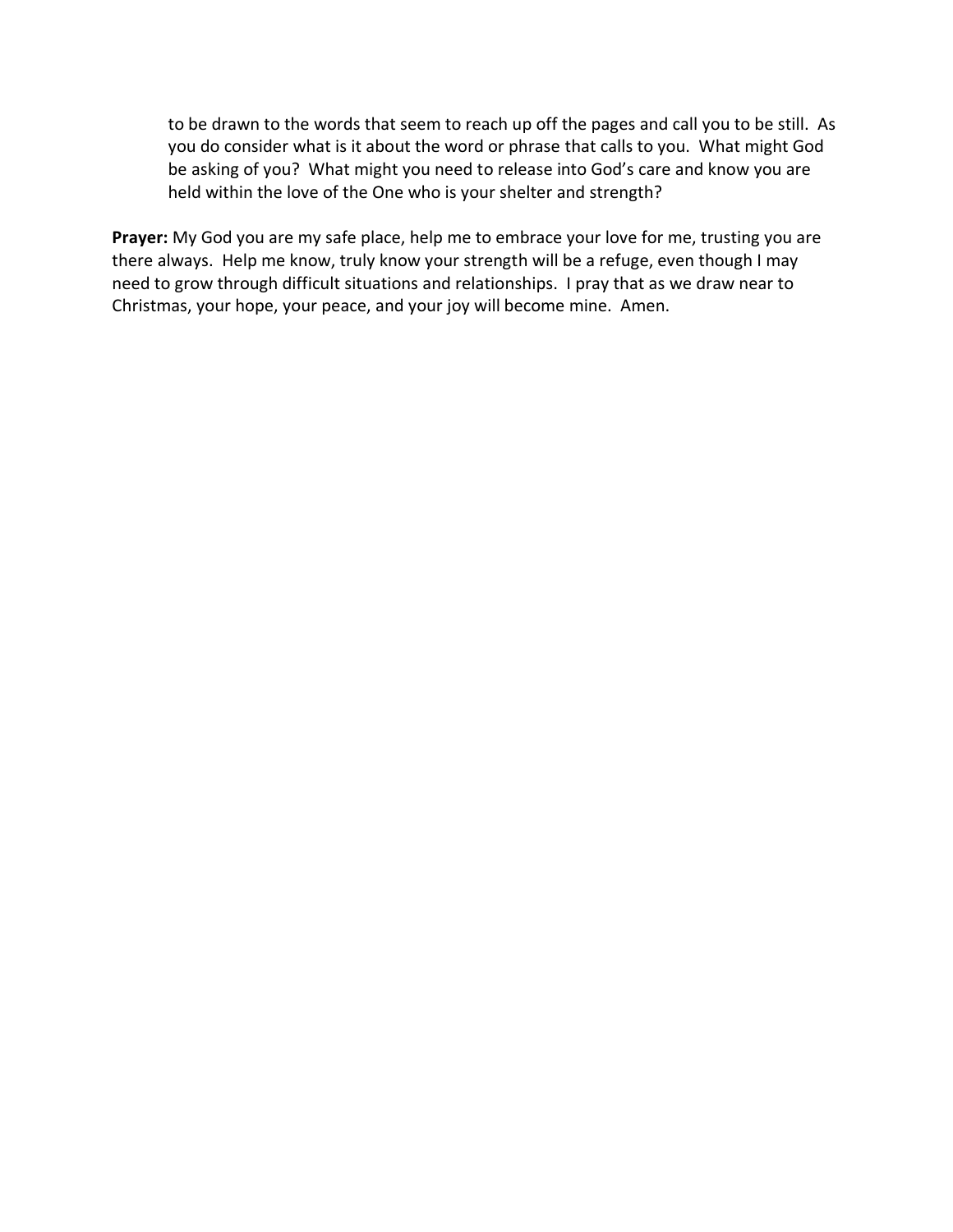to be drawn to the words that seem to reach up off the pages and call you to be still. As you do consider what is it about the word or phrase that calls to you. What might God be asking of you? What might you need to release into God's care and know you are held within the love of the One who is your shelter and strength?

**Prayer:** My God you are my safe place, help me to embrace your love for me, trusting you are there always. Help me know, truly know your strength will be a refuge, even though I may need to grow through difficult situations and relationships. I pray that as we draw near to Christmas, your hope, your peace, and your joy will become mine. Amen.